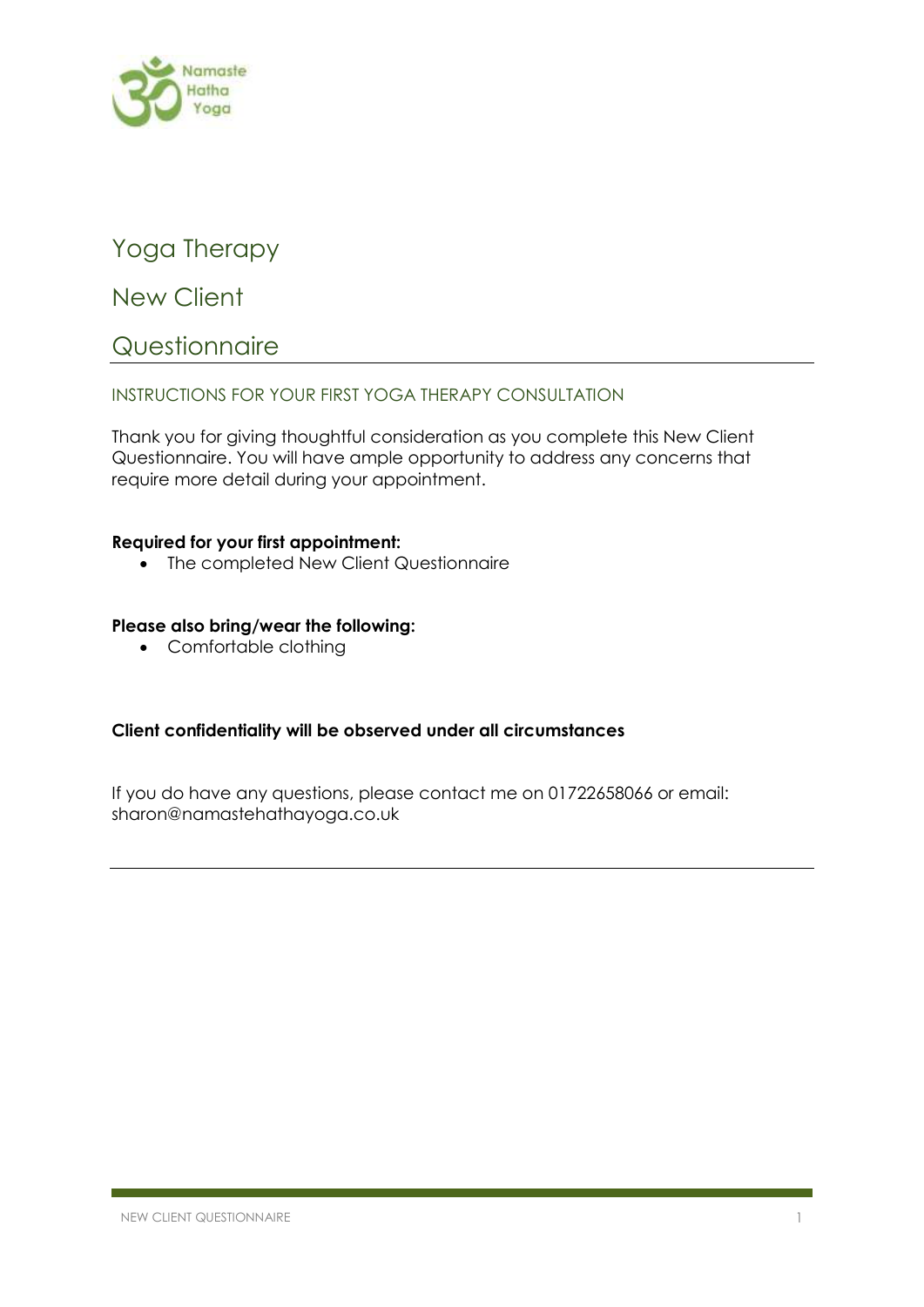# Yoga Therapy

# New Client

# Questionnaire

## INSTRUCTIONS FOR YOUR FIRST YOGA THERAPY CONSULTATION

Thank you for giving thoughtful consideration as you complete this New Client Questionnaire. You will have ample opportunity to address any concerns that require more detail during your appointment.

**Required for your first appointment:**

- The completed New Client Questionnaire

**Please also bring/wear the following:**

- Comfortable clothing

**Client confidentiality will be observed under all circumstances**

If you do have any questions, please contact me on 01722658066 or email: sharon@namastehathayoga.co.uk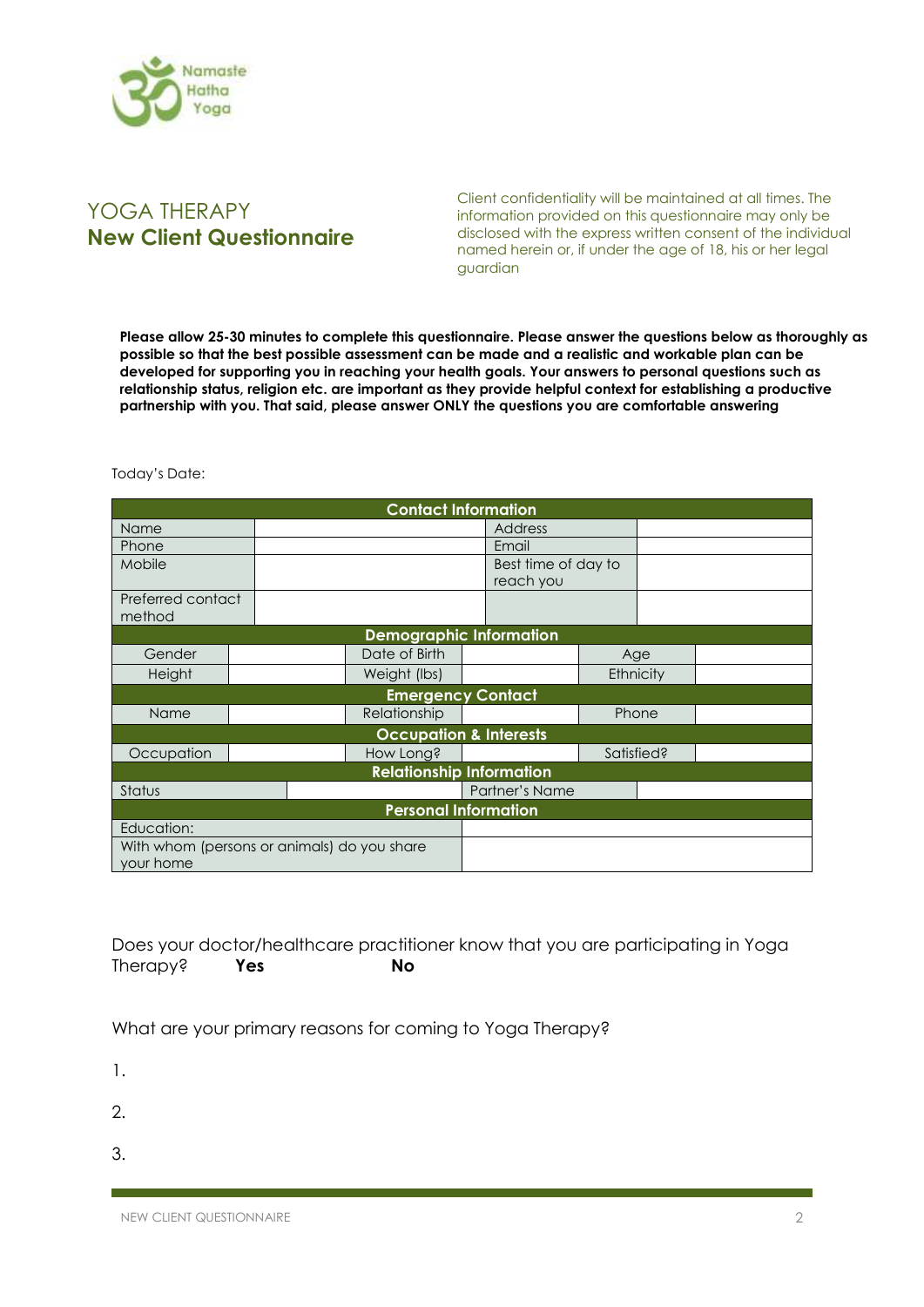Namaste Hatha Yoga

# YOGA THERAPY
## New Client Questionnaire

Client confidentiality will be maintained at all times. The information provided on this questionnaire may only be disclosed with the express written consent of the individual named herein or, if under the age of 18, his or her legal guardian

**Please allow 25-30 minutes to complete this questionnaire. Please answer the questions below as thoroughly as possible so that the best possible assessment can be made and a realistic and workable plan can be developed for supporting you in reaching your health goals. Your answers to personal questions such as relationship status, religion etc. are important as they provide helpful context for establishing a productive partnership with you. That said, please answer ONLY the questions you are comfortable answering**

Today's Date:

| **Contact Information** | | | |
|---|---|---|---|
| Name | | Address | |
| Phone | | Email | |
| Mobile | | Best time of day to reach you | |
| Preferred contact method | | | |

| **Demographic Information** | | | | | |
|---|---|---|---|---|---|
| Gender | | Date of Birth | | Age | |
| Height | | Weight (lbs) | | Ethnicity | |
| **Emergency Contact** | | | | | |
| Name | | Relationship | | Phone | |
| **Occupation & Interests** | | | | | |
| Occupation | | How Long? | | Satisfied? | |

| **Relationship Information** | | | |
|---|---|---|---|
| Status | | Partner's Name | |

| **Personal Information** | |
|---|---|
| Education: | |
| With whom (persons or animals) do you share your home | |

Does your doctor/healthcare practitioner know that you are participating in Yoga Therapy? **Yes** **No**

What are your primary reasons for coming to Yoga Therapy?

1.

2.

3.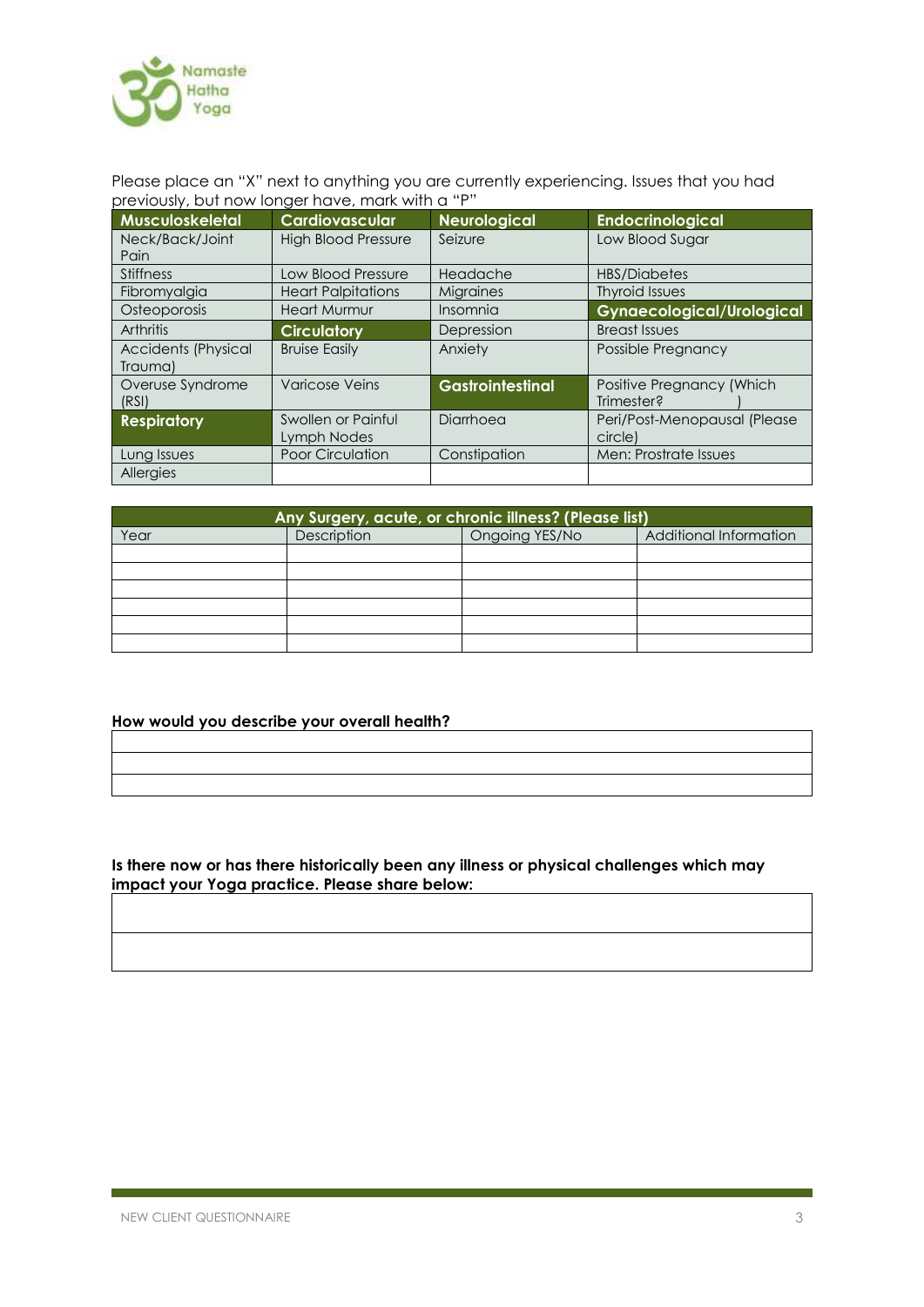Please place an "X" next to anything you are currently experiencing. Issues that you had previously, but now longer have, mark with a "P"

| Musculoskeletal | Cardiovascular | Neurological | Endocrinological |
|---|---|---|---|
| Neck/Back/Joint Pain | High Blood Pressure | Seizure | Low Blood Sugar |
| Stiffness | Low Blood Pressure | Headache | HBS/Diabetes |
| Fibromyalgia | Heart Palpitations | Migraines | Thyroid Issues |
| Osteoporosis | Heart Murmur | Insomnia | **Gynaecological/Urological** |
| Arthritis | **Circulatory** | Depression | Breast Issues |
| Accidents (Physical Trauma) | Bruise Easily | Anxiety | Possible Pregnancy |
| Overuse Syndrome (RSI) | Varicose Veins | **Gastrointestinal** | Positive Pregnancy (Which Trimester? ) |
| **Respiratory** | Swollen or Painful Lymph Nodes | Diarrhoea | Peri/Post-Menopausal (Please circle) |
| Lung Issues | Poor Circulation | Constipation | Men: Prostrate Issues |
| Allergies | | | |

| Any Surgery, acute, or chronic illness? (Please list) | | | |
|---|---|---|---|
| Year | Description | Ongoing YES/No | Additional Information |
| | | | |
| | | | |
| | | | |
| | | | |
| | | | |
| | | | |

**How would you describe your overall health?**

|  |
|---|
|  |
|  |
|  |

**Is there now or has there historically been any illness or physical challenges which may impact your Yoga practice. Please share below:**

|  |
|---|
|  |
|  |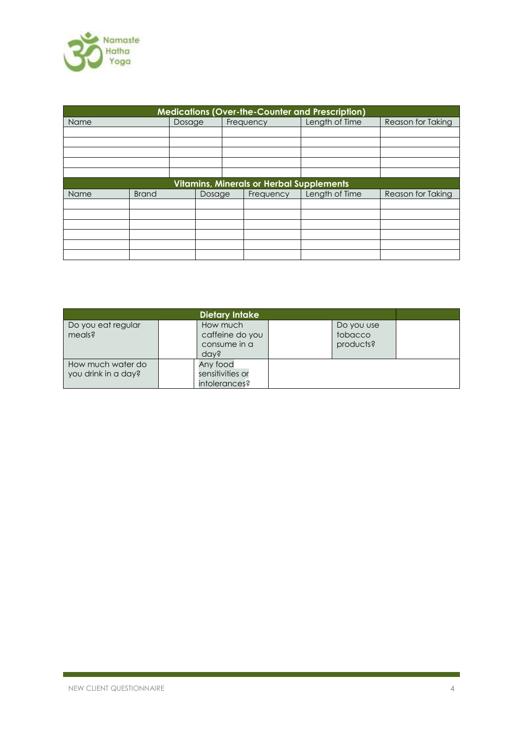| Medications (Over-the-Counter and Prescription) | | | | |
|---|---|---|---|---|
| Name | Dosage | Frequency | Length of Time | Reason for Taking |
| | | | | |
| | | | | |
| | | | | |
| | | | | |
| | | | | |

| Vitamins, Minerals or Herbal Supplements | | | | | |
|---|---|---|---|---|---|
| Name | Brand | Dosage | Frequency | Length of Time | Reason for Taking |
| | | | | | |
| | | | | | |
| | | | | | |
| | | | | | |
| | | | | | |
| | | | | | |

| Dietary Intake | | | | | |
|---|---|---|---|---|---|
| Do you eat regular meals? | | How much caffeine do you consume in a day? | | Do you use tobacco products? | |
| How much water do you drink in a day? | | Any food sensitivities or intolerances? | | | |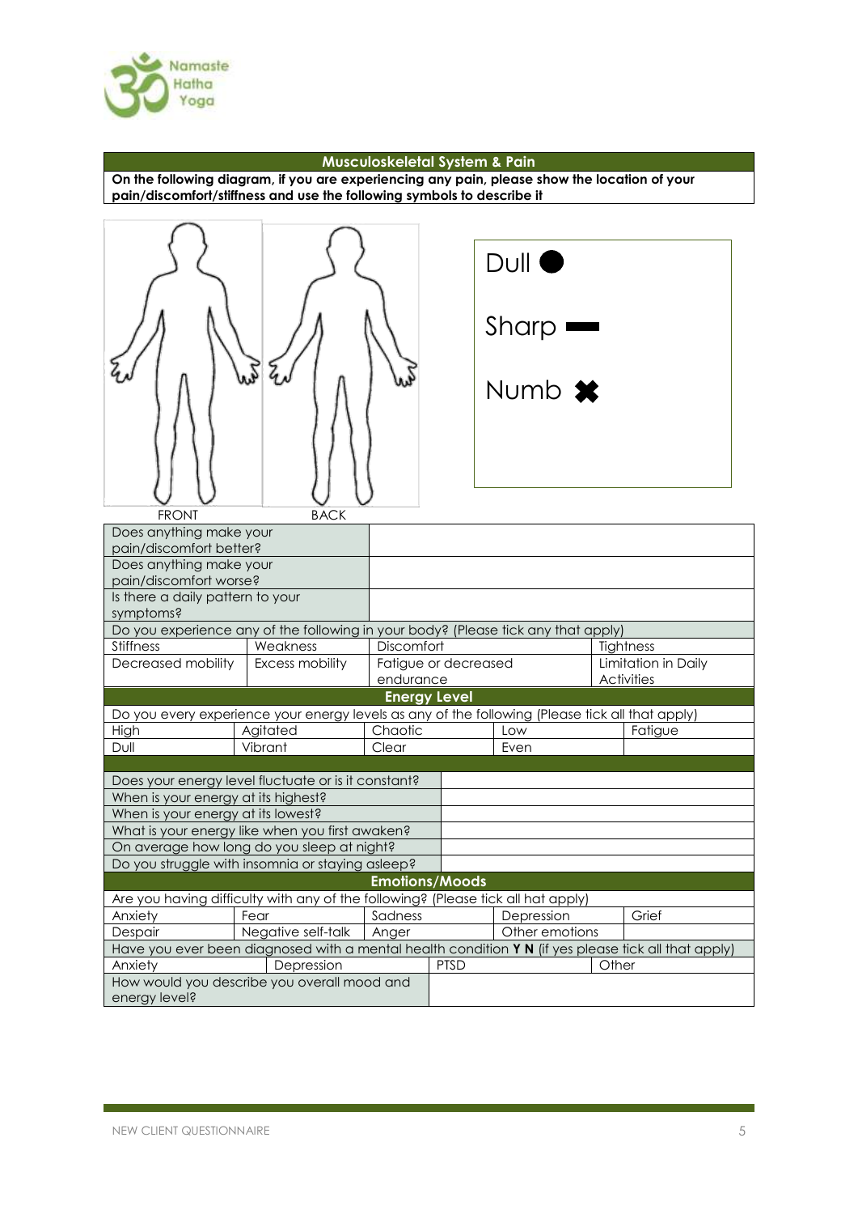## Musculoskeletal System & Pain

**On the following diagram, if you are experiencing any pain, please show the location of your pain/discomfort/stiffness and use the following symbols to describe it**

FRONT BACK

Dull ●

Sharp ▬

Numb ✖

| Does anything make your pain/discomfort better? | |
|---|---|
| Does anything make your pain/discomfort worse? | |
| Is there a daily pattern to your symptoms? | |

Do you experience any of the following in your body? (Please tick any that apply)

| | | | |
|---|---|---|---|
| Stiffness | Weakness | Discomfort | Tightness |
| Decreased mobility | Excess mobility | Fatigue or decreased endurance | Limitation in Daily Activities |

## Energy Level

Do you every experience your energy levels as any of the following (Please tick all that apply)

| | | | | |
|---|---|---|---|---|
| High | Agitated | Chaotic | Low | Fatigue |
| Dull | Vibrant | Clear | Even | |

| Does your energy level fluctuate or is it constant? | |
|---|---|
| When is your energy at its highest? | |
| When is your energy at its lowest? | |
| What is your energy like when you first awaken? | |
| On average how long do you sleep at night? | |
| Do you struggle with insomnia or staying asleep? | |

## Emotions/Moods

Are you having difficulty with any of the following? (Please tick all hat apply)

| | | | | |
|---|---|---|---|---|
| Anxiety | Fear | Sadness | Depression | Grief |
| Despair | Negative self-talk | Anger | Other emotions | |

Have you ever been diagnosed with a mental health condition **Y N** (if yes please tick all that apply)

| | | | |
|---|---|---|---|
| Anxiety | Depression | PTSD | Other |

| How would you describe you overall mood and energy level? | |
|---|---|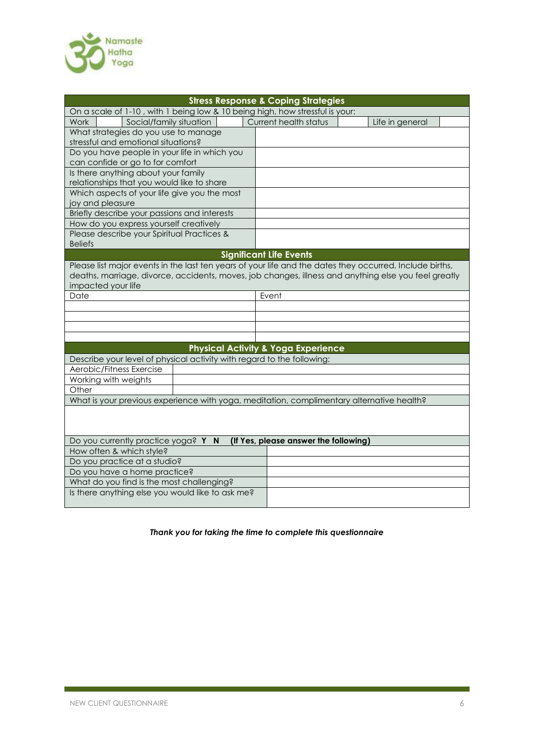Namaste Hatha Yoga

## Stress Response & Coping Strategies

On a scale of 1-10 , with 1 being low & 10 being high, how stressful is your:

| | | | | | | | |
|---|---|---|---|---|---|---|---|
| Work | | Social/family situation | | Current health status | | Life in general | |

| | |
|---|---|
| What strategies do you use to manage stressful and emotional situations? | |
| Do you have people in your life in which you can confide or go to for comfort | |
| Is there anything about your family relationships that you would like to share | |
| Which aspects of your life give you the most joy and pleasure | |
| Briefly describe your passions and interests | |
| How do you express yourself creatively | |
| Please describe your Spiritual Practices & Beliefs | |

## Significant Life Events

Please list major events in the last ten years of your life and the dates they occurred. Include births, deaths, marriage, divorce, accidents, moves, job changes, illness and anything else you feel greatly impacted your life

| Date | Event |
|---|---|
| | |
| | |
| | |
| | |

## Physical Activity & Yoga Experience

Describe your level of physical activity with regard to the following:

| | |
|---|---|
| Aerobic/Fitness Exercise | |
| Working with weights | |
| Other | |

What is your previous experience with yoga, meditation, complimentary alternative health?

Do you currently practice yoga? **Y N** **(If Yes, please answer the following)**

| | |
|---|---|
| How often & which style? | |
| Do you practice at a studio? | |
| Do you have a home practice? | |
| What do you find is the most challenging? | |
| Is there anything else you would like to ask me? | |

***Thank you for taking the time to complete this questionnaire***